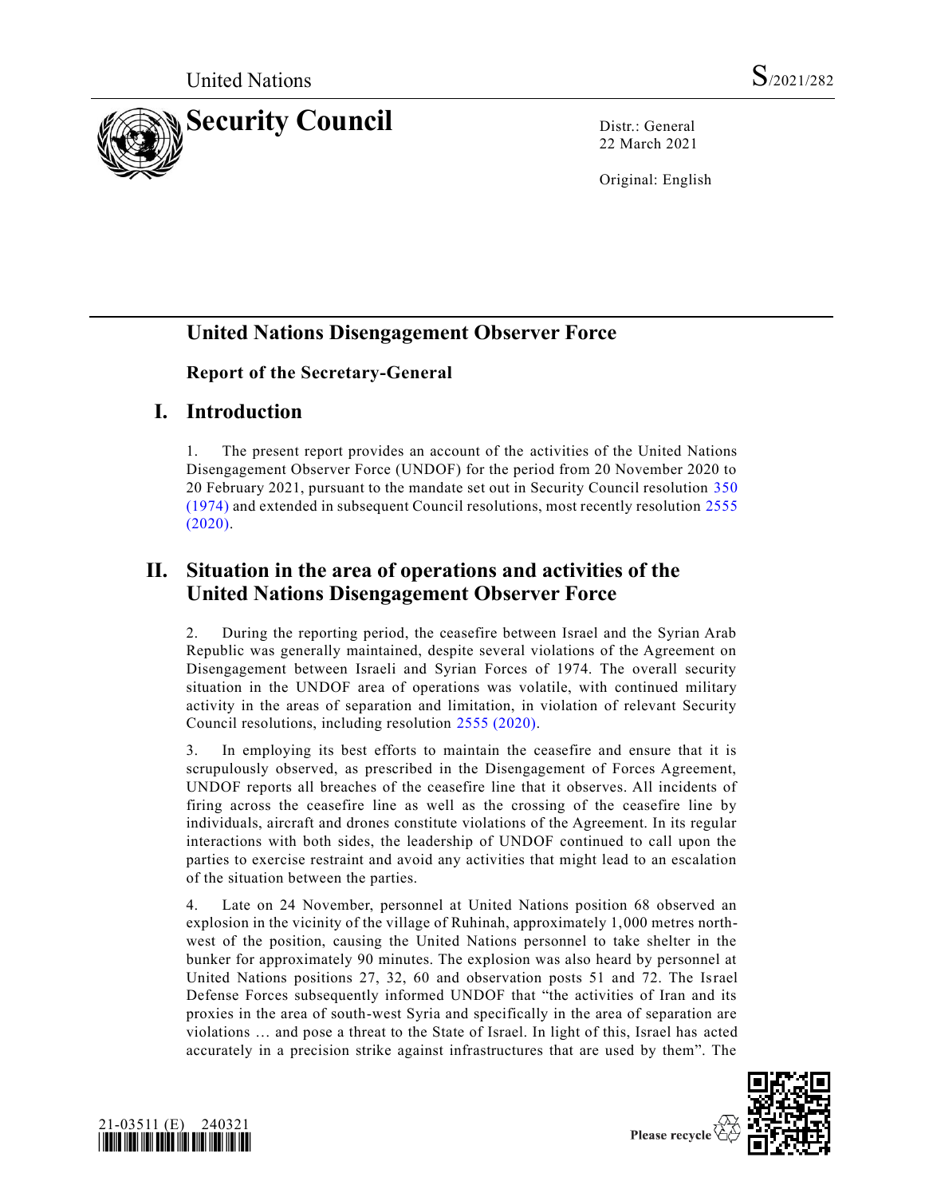United Nations

S/2021/282

# Security Council

Distr.: General
22 March 2021

Original: English

## United Nations Disengagement Observer Force

### Report of the Secretary-General

## I. Introduction

1. The present report provides an account of the activities of the United Nations Disengagement Observer Force (UNDOF) for the period from 20 November 2020 to 20 February 2021, pursuant to the mandate set out in Security Council resolution 350 (1974) and extended in subsequent Council resolutions, most recently resolution 2555 (2020).

## II. Situation in the area of operations and activities of the United Nations Disengagement Observer Force

2. During the reporting period, the ceasefire between Israel and the Syrian Arab Republic was generally maintained, despite several violations of the Agreement on Disengagement between Israeli and Syrian Forces of 1974. The overall security situation in the UNDOF area of operations was volatile, with continued military activity in the areas of separation and limitation, in violation of relevant Security Council resolutions, including resolution 2555 (2020).

3. In employing its best efforts to maintain the ceasefire and ensure that it is scrupulously observed, as prescribed in the Disengagement of Forces Agreement, UNDOF reports all breaches of the ceasefire line that it observes. All incidents of firing across the ceasefire line as well as the crossing of the ceasefire line by individuals, aircraft and drones constitute violations of the Agreement. In its regular interactions with both sides, the leadership of UNDOF continued to call upon the parties to exercise restraint and avoid any activities that might lead to an escalation of the situation between the parties.

4. Late on 24 November, personnel at United Nations position 68 observed an explosion in the vicinity of the village of Ruhinah, approximately 1,000 metres north-west of the position, causing the United Nations personnel to take shelter in the bunker for approximately 90 minutes. The explosion was also heard by personnel at United Nations positions 27, 32, 60 and observation posts 51 and 72. The Israel Defense Forces subsequently informed UNDOF that "the activities of Iran and its proxies in the area of south-west Syria and specifically in the area of separation are violations … and pose a threat to the State of Israel. In light of this, Israel has acted accurately in a precision strike against infrastructures that are used by them". The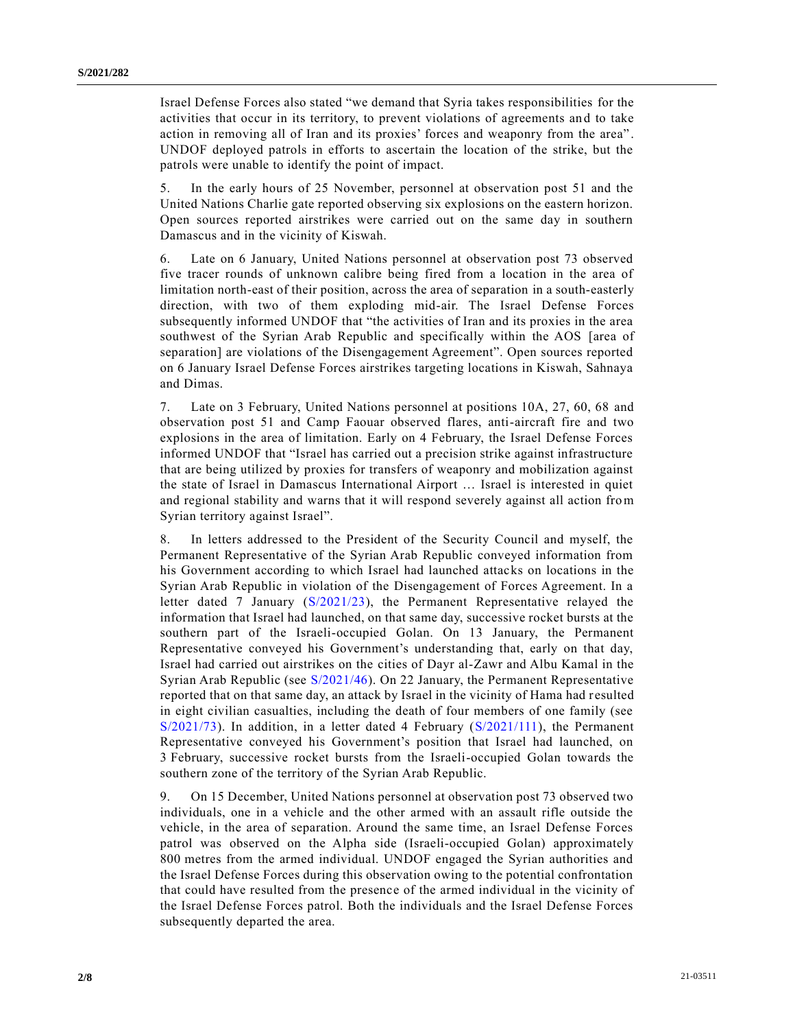Israel Defense Forces also stated "we demand that Syria takes responsibilities for the activities that occur in its territory, to prevent violations of agreements and to take action in removing all of Iran and its proxies' forces and weaponry from the area". UNDOF deployed patrols in efforts to ascertain the location of the strike, but the patrols were unable to identify the point of impact.

5. In the early hours of 25 November, personnel at observation post 51 and the United Nations Charlie gate reported observing six explosions on the eastern horizon. Open sources reported airstrikes were carried out on the same day in southern Damascus and in the vicinity of Kiswah.

6. Late on 6 January, United Nations personnel at observation post 73 observed five tracer rounds of unknown calibre being fired from a location in the area of limitation north-east of their position, across the area of separation in a south-easterly direction, with two of them exploding mid-air. The Israel Defense Forces subsequently informed UNDOF that "the activities of Iran and its proxies in the area southwest of the Syrian Arab Republic and specifically within the AOS [area of separation] are violations of the Disengagement Agreement". Open sources reported on 6 January Israel Defense Forces airstrikes targeting locations in Kiswah, Sahnaya and Dimas.

7. Late on 3 February, United Nations personnel at positions 10A, 27, 60, 68 and observation post 51 and Camp Faouar observed flares, anti-aircraft fire and two explosions in the area of limitation. Early on 4 February, the Israel Defense Forces informed UNDOF that "Israel has carried out a precision strike against infrastructure that are being utilized by proxies for transfers of weaponry and mobilization against the state of Israel in Damascus International Airport … Israel is interested in quiet and regional stability and warns that it will respond severely against all action from Syrian territory against Israel".

8. In letters addressed to the President of the Security Council and myself, the Permanent Representative of the Syrian Arab Republic conveyed information from his Government according to which Israel had launched attacks on locations in the Syrian Arab Republic in violation of the Disengagement of Forces Agreement. In a letter dated 7 January (S/2021/23), the Permanent Representative relayed the information that Israel had launched, on that same day, successive rocket bursts at the southern part of the Israeli-occupied Golan. On 13 January, the Permanent Representative conveyed his Government's understanding that, early on that day, Israel had carried out airstrikes on the cities of Dayr al-Zawr and Albu Kamal in the Syrian Arab Republic (see S/2021/46). On 22 January, the Permanent Representative reported that on that same day, an attack by Israel in the vicinity of Hama had resulted in eight civilian casualties, including the death of four members of one family (see S/2021/73). In addition, in a letter dated 4 February (S/2021/111), the Permanent Representative conveyed his Government's position that Israel had launched, on 3 February, successive rocket bursts from the Israeli-occupied Golan towards the southern zone of the territory of the Syrian Arab Republic.

9. On 15 December, United Nations personnel at observation post 73 observed two individuals, one in a vehicle and the other armed with an assault rifle outside the vehicle, in the area of separation. Around the same time, an Israel Defense Forces patrol was observed on the Alpha side (Israeli-occupied Golan) approximately 800 metres from the armed individual. UNDOF engaged the Syrian authorities and the Israel Defense Forces during this observation owing to the potential confrontation that could have resulted from the presence of the armed individual in the vicinity of the Israel Defense Forces patrol. Both the individuals and the Israel Defense Forces subsequently departed the area.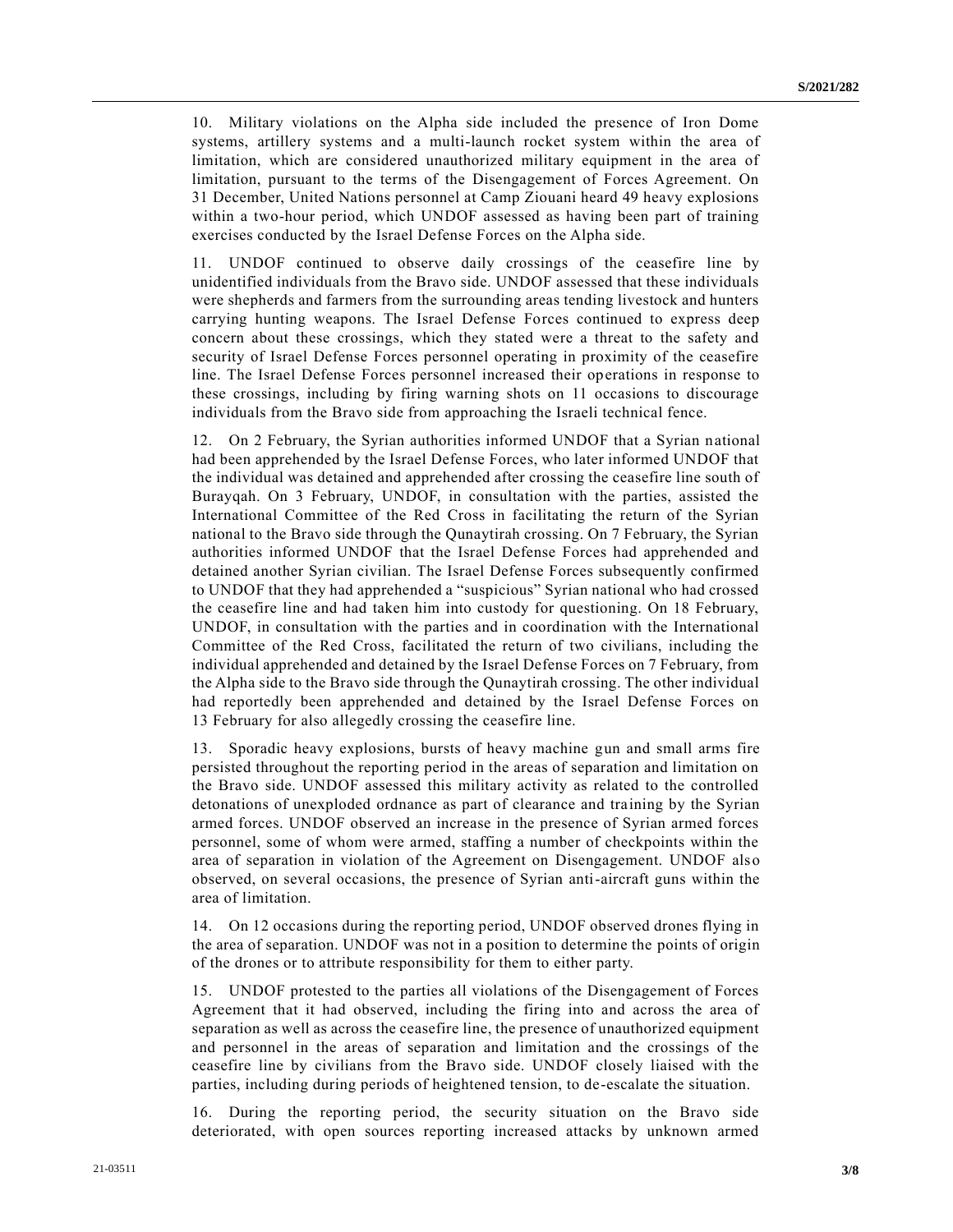10. Military violations on the Alpha side included the presence of Iron Dome systems, artillery systems and a multi-launch rocket system within the area of limitation, which are considered unauthorized military equipment in the area of limitation, pursuant to the terms of the Disengagement of Forces Agreement. On 31 December, United Nations personnel at Camp Ziouani heard 49 heavy explosions within a two-hour period, which UNDOF assessed as having been part of training exercises conducted by the Israel Defense Forces on the Alpha side.

11. UNDOF continued to observe daily crossings of the ceasefire line by unidentified individuals from the Bravo side. UNDOF assessed that these individuals were shepherds and farmers from the surrounding areas tending livestock and hunters carrying hunting weapons. The Israel Defense Forces continued to express deep concern about these crossings, which they stated were a threat to the safety and security of Israel Defense Forces personnel operating in proximity of the ceasefire line. The Israel Defense Forces personnel increased their operations in response to these crossings, including by firing warning shots on 11 occasions to discourage individuals from the Bravo side from approaching the Israeli technical fence.

12. On 2 February, the Syrian authorities informed UNDOF that a Syrian national had been apprehended by the Israel Defense Forces, who later informed UNDOF that the individual was detained and apprehended after crossing the ceasefire line south of Burayqah. On 3 February, UNDOF, in consultation with the parties, assisted the International Committee of the Red Cross in facilitating the return of the Syrian national to the Bravo side through the Qunaytirah crossing. On 7 February, the Syrian authorities informed UNDOF that the Israel Defense Forces had apprehended and detained another Syrian civilian. The Israel Defense Forces subsequently confirmed to UNDOF that they had apprehended a "suspicious" Syrian national who had crossed the ceasefire line and had taken him into custody for questioning. On 18 February, UNDOF, in consultation with the parties and in coordination with the International Committee of the Red Cross, facilitated the return of two civilians, including the individual apprehended and detained by the Israel Defense Forces on 7 February, from the Alpha side to the Bravo side through the Qunaytirah crossing. The other individual had reportedly been apprehended and detained by the Israel Defense Forces on 13 February for also allegedly crossing the ceasefire line.

13. Sporadic heavy explosions, bursts of heavy machine gun and small arms fire persisted throughout the reporting period in the areas of separation and limitation on the Bravo side. UNDOF assessed this military activity as related to the controlled detonations of unexploded ordnance as part of clearance and training by the Syrian armed forces. UNDOF observed an increase in the presence of Syrian armed forces personnel, some of whom were armed, staffing a number of checkpoints within the area of separation in violation of the Agreement on Disengagement. UNDOF also observed, on several occasions, the presence of Syrian anti-aircraft guns within the area of limitation.

14. On 12 occasions during the reporting period, UNDOF observed drones flying in the area of separation. UNDOF was not in a position to determine the points of origin of the drones or to attribute responsibility for them to either party.

15. UNDOF protested to the parties all violations of the Disengagement of Forces Agreement that it had observed, including the firing into and across the area of separation as well as across the ceasefire line, the presence of unauthorized equipment and personnel in the areas of separation and limitation and the crossings of the ceasefire line by civilians from the Bravo side. UNDOF closely liaised with the parties, including during periods of heightened tension, to de-escalate the situation.

16. During the reporting period, the security situation on the Bravo side deteriorated, with open sources reporting increased attacks by unknown armed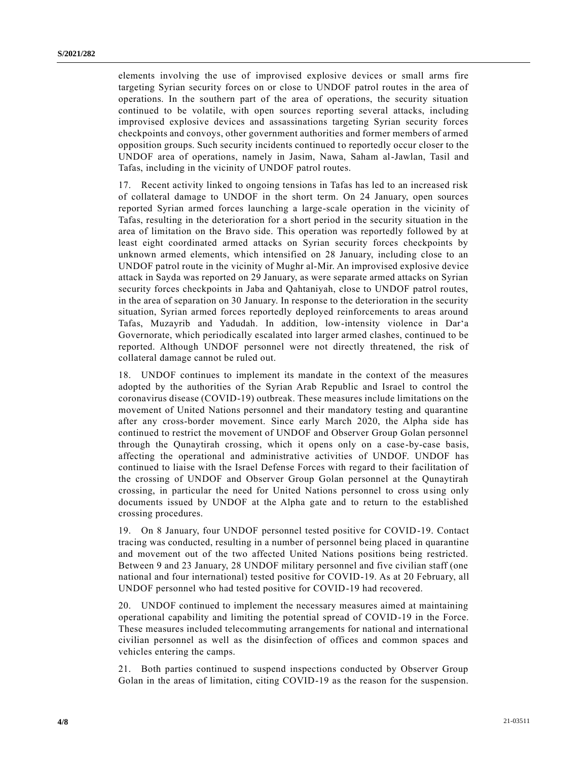elements involving the use of improvised explosive devices or small arms fire targeting Syrian security forces on or close to UNDOF patrol routes in the area of operations. In the southern part of the area of operations, the security situation continued to be volatile, with open sources reporting several attacks, including improvised explosive devices and assassinations targeting Syrian security forces checkpoints and convoys, other government authorities and former members of armed opposition groups. Such security incidents continued to reportedly occur closer to the UNDOF area of operations, namely in Jasim, Nawa, Saham al-Jawlan, Tasil and Tafas, including in the vicinity of UNDOF patrol routes.

17. Recent activity linked to ongoing tensions in Tafas has led to an increased risk of collateral damage to UNDOF in the short term. On 24 January, open sources reported Syrian armed forces launching a large-scale operation in the vicinity of Tafas, resulting in the deterioration for a short period in the security situation in the area of limitation on the Bravo side. This operation was reportedly followed by at least eight coordinated armed attacks on Syrian security forces checkpoints by unknown armed elements, which intensified on 28 January, including close to an UNDOF patrol route in the vicinity of Mughr al-Mir. An improvised explosive device attack in Sayda was reported on 29 January, as were separate armed attacks on Syrian security forces checkpoints in Jaba and Qahtaniyah, close to UNDOF patrol routes, in the area of separation on 30 January. In response to the deterioration in the security situation, Syrian armed forces reportedly deployed reinforcements to areas around Tafas, Muzayrib and Yadudah. In addition, low-intensity violence in Dar'a Governorate, which periodically escalated into larger armed clashes, continued to be reported. Although UNDOF personnel were not directly threatened, the risk of collateral damage cannot be ruled out.

18. UNDOF continues to implement its mandate in the context of the measures adopted by the authorities of the Syrian Arab Republic and Israel to control the coronavirus disease (COVID-19) outbreak. These measures include limitations on the movement of United Nations personnel and their mandatory testing and quarantine after any cross-border movement. Since early March 2020, the Alpha side has continued to restrict the movement of UNDOF and Observer Group Golan personnel through the Qunaytirah crossing, which it opens only on a case-by-case basis, affecting the operational and administrative activities of UNDOF. UNDOF has continued to liaise with the Israel Defense Forces with regard to their facilitation of the crossing of UNDOF and Observer Group Golan personnel at the Qunaytirah crossing, in particular the need for United Nations personnel to cross using only documents issued by UNDOF at the Alpha gate and to return to the established crossing procedures.

19. On 8 January, four UNDOF personnel tested positive for COVID-19. Contact tracing was conducted, resulting in a number of personnel being placed in quarantine and movement out of the two affected United Nations positions being restricted. Between 9 and 23 January, 28 UNDOF military personnel and five civilian staff (one national and four international) tested positive for COVID-19. As at 20 February, all UNDOF personnel who had tested positive for COVID-19 had recovered.

20. UNDOF continued to implement the necessary measures aimed at maintaining operational capability and limiting the potential spread of COVID-19 in the Force. These measures included telecommuting arrangements for national and international civilian personnel as well as the disinfection of offices and common spaces and vehicles entering the camps.

21. Both parties continued to suspend inspections conducted by Observer Group Golan in the areas of limitation, citing COVID-19 as the reason for the suspension.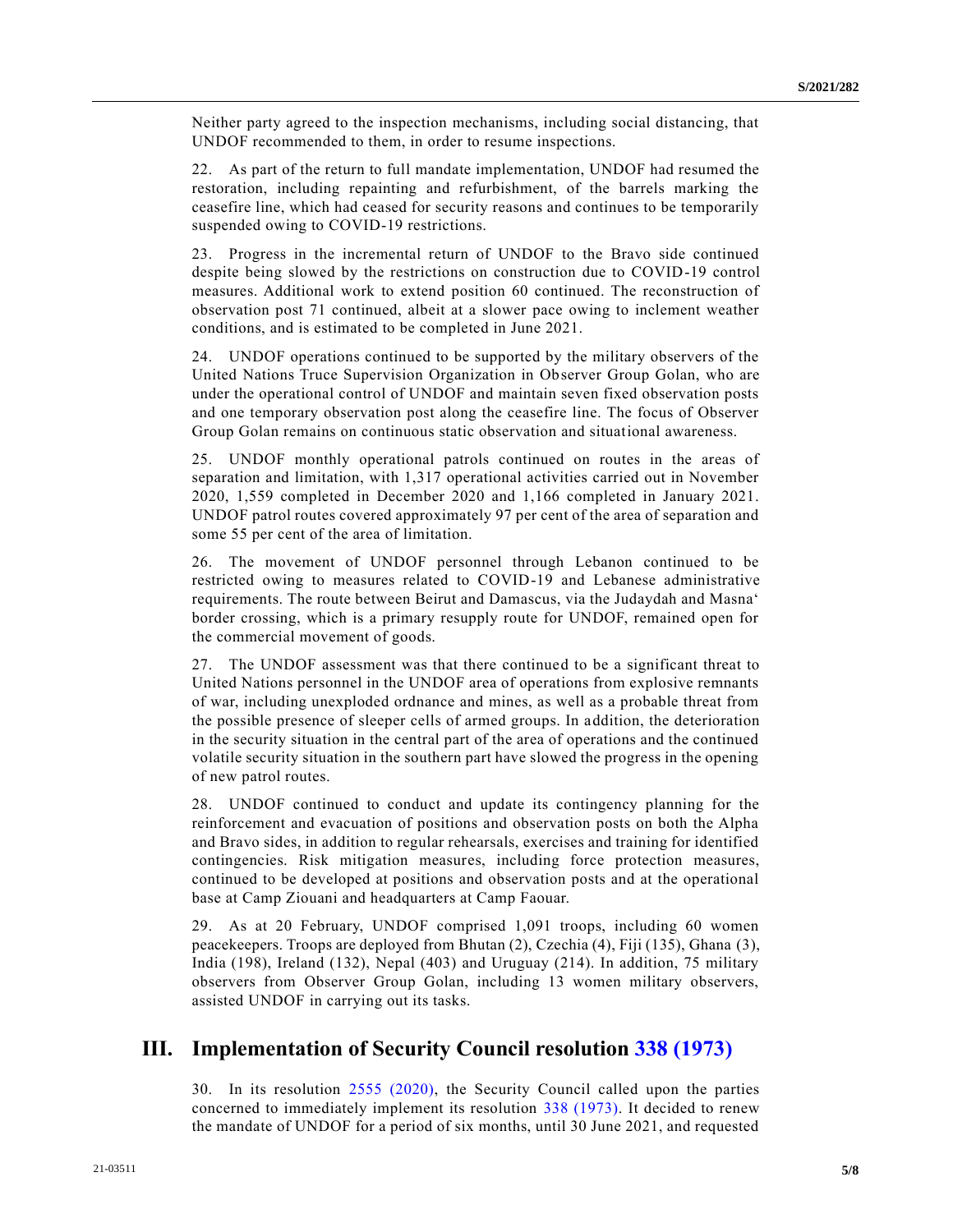Neither party agreed to the inspection mechanisms, including social distancing, that UNDOF recommended to them, in order to resume inspections.

22. As part of the return to full mandate implementation, UNDOF had resumed the restoration, including repainting and refurbishment, of the barrels marking the ceasefire line, which had ceased for security reasons and continues to be temporarily suspended owing to COVID-19 restrictions.

23. Progress in the incremental return of UNDOF to the Bravo side continued despite being slowed by the restrictions on construction due to COVID-19 control measures. Additional work to extend position 60 continued. The reconstruction of observation post 71 continued, albeit at a slower pace owing to inclement weather conditions, and is estimated to be completed in June 2021.

24. UNDOF operations continued to be supported by the military observers of the United Nations Truce Supervision Organization in Observer Group Golan, who are under the operational control of UNDOF and maintain seven fixed observation posts and one temporary observation post along the ceasefire line. The focus of Observer Group Golan remains on continuous static observation and situational awareness.

25. UNDOF monthly operational patrols continued on routes in the areas of separation and limitation, with 1,317 operational activities carried out in November 2020, 1,559 completed in December 2020 and 1,166 completed in January 2021. UNDOF patrol routes covered approximately 97 per cent of the area of separation and some 55 per cent of the area of limitation.

26. The movement of UNDOF personnel through Lebanon continued to be restricted owing to measures related to COVID-19 and Lebanese administrative requirements. The route between Beirut and Damascus, via the Judaydah and Masna‘ border crossing, which is a primary resupply route for UNDOF, remained open for the commercial movement of goods.

27. The UNDOF assessment was that there continued to be a significant threat to United Nations personnel in the UNDOF area of operations from explosive remnants of war, including unexploded ordnance and mines, as well as a probable threat from the possible presence of sleeper cells of armed groups. In addition, the deterioration in the security situation in the central part of the area of operations and the continued volatile security situation in the southern part have slowed the progress in the opening of new patrol routes.

28. UNDOF continued to conduct and update its contingency planning for the reinforcement and evacuation of positions and observation posts on both the Alpha and Bravo sides, in addition to regular rehearsals, exercises and training for identified contingencies. Risk mitigation measures, including force protection measures, continued to be developed at positions and observation posts and at the operational base at Camp Ziouani and headquarters at Camp Faouar.

29. As at 20 February, UNDOF comprised 1,091 troops, including 60 women peacekeepers. Troops are deployed from Bhutan (2), Czechia (4), Fiji (135), Ghana (3), India (198), Ireland (132), Nepal (403) and Uruguay (214). In addition, 75 military observers from Observer Group Golan, including 13 women military observers, assisted UNDOF in carrying out its tasks.

# III. Implementation of Security Council resolution 338 (1973)

30. In its resolution 2555 (2020), the Security Council called upon the parties concerned to immediately implement its resolution 338 (1973). It decided to renew the mandate of UNDOF for a period of six months, until 30 June 2021, and requested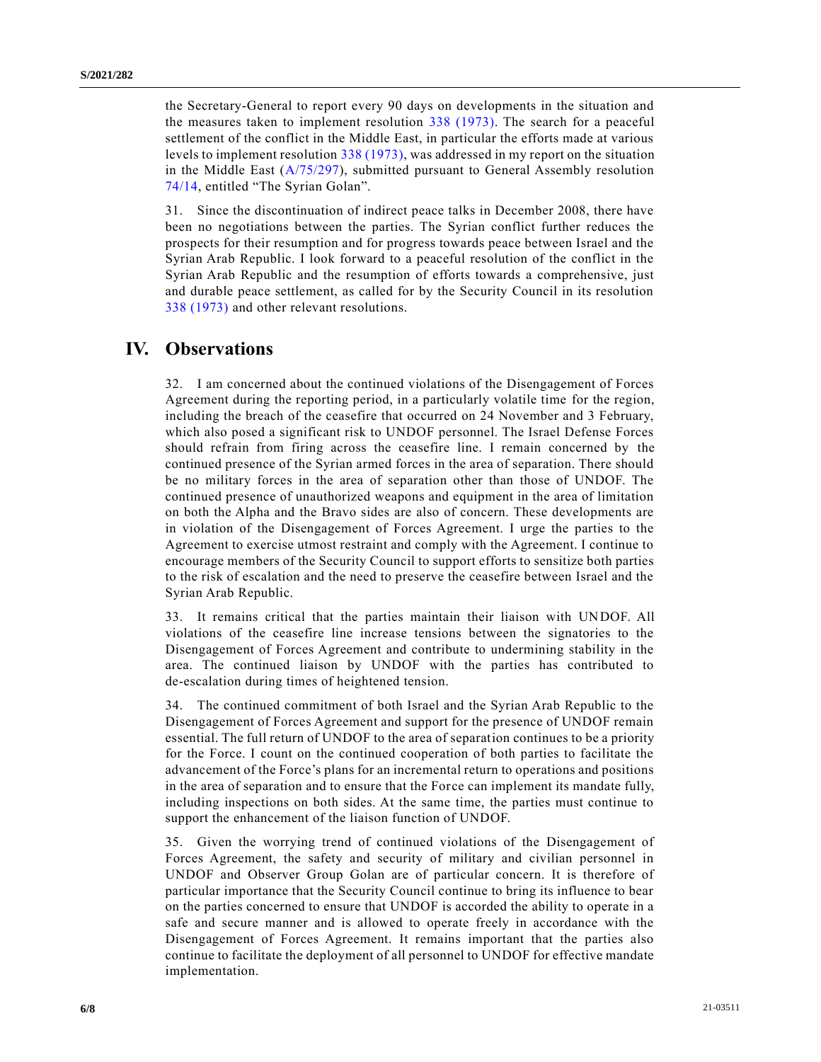the Secretary-General to report every 90 days on developments in the situation and the measures taken to implement resolution 338 (1973). The search for a peaceful settlement of the conflict in the Middle East, in particular the efforts made at various levels to implement resolution 338 (1973), was addressed in my report on the situation in the Middle East (A/75/297), submitted pursuant to General Assembly resolution 74/14, entitled "The Syrian Golan".

31. Since the discontinuation of indirect peace talks in December 2008, there have been no negotiations between the parties. The Syrian conflict further reduces the prospects for their resumption and for progress towards peace between Israel and the Syrian Arab Republic. I look forward to a peaceful resolution of the conflict in the Syrian Arab Republic and the resumption of efforts towards a comprehensive, just and durable peace settlement, as called for by the Security Council in its resolution 338 (1973) and other relevant resolutions.

## IV. Observations

32. I am concerned about the continued violations of the Disengagement of Forces Agreement during the reporting period, in a particularly volatile time for the region, including the breach of the ceasefire that occurred on 24 November and 3 February, which also posed a significant risk to UNDOF personnel. The Israel Defense Forces should refrain from firing across the ceasefire line. I remain concerned by the continued presence of the Syrian armed forces in the area of separation. There should be no military forces in the area of separation other than those of UNDOF. The continued presence of unauthorized weapons and equipment in the area of limitation on both the Alpha and the Bravo sides are also of concern. These developments are in violation of the Disengagement of Forces Agreement. I urge the parties to the Agreement to exercise utmost restraint and comply with the Agreement. I continue to encourage members of the Security Council to support efforts to sensitize both parties to the risk of escalation and the need to preserve the ceasefire between Israel and the Syrian Arab Republic.

33. It remains critical that the parties maintain their liaison with UNDOF. All violations of the ceasefire line increase tensions between the signatories to the Disengagement of Forces Agreement and contribute to undermining stability in the area. The continued liaison by UNDOF with the parties has contributed to de-escalation during times of heightened tension.

34. The continued commitment of both Israel and the Syrian Arab Republic to the Disengagement of Forces Agreement and support for the presence of UNDOF remain essential. The full return of UNDOF to the area of separation continues to be a priority for the Force. I count on the continued cooperation of both parties to facilitate the advancement of the Force's plans for an incremental return to operations and positions in the area of separation and to ensure that the Force can implement its mandate fully, including inspections on both sides. At the same time, the parties must continue to support the enhancement of the liaison function of UNDOF.

35. Given the worrying trend of continued violations of the Disengagement of Forces Agreement, the safety and security of military and civilian personnel in UNDOF and Observer Group Golan are of particular concern. It is therefore of particular importance that the Security Council continue to bring its influence to bear on the parties concerned to ensure that UNDOF is accorded the ability to operate in a safe and secure manner and is allowed to operate freely in accordance with the Disengagement of Forces Agreement. It remains important that the parties also continue to facilitate the deployment of all personnel to UNDOF for effective mandate implementation.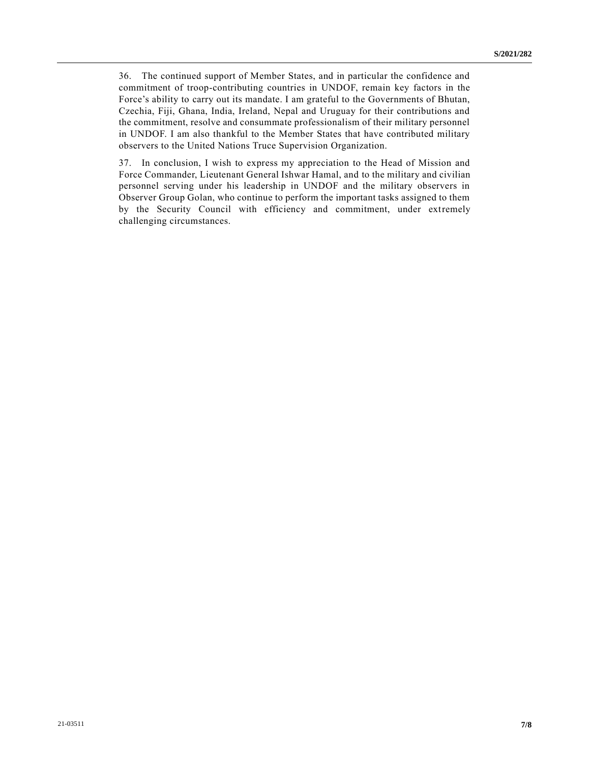36. The continued support of Member States, and in particular the confidence and commitment of troop-contributing countries in UNDOF, remain key factors in the Force's ability to carry out its mandate. I am grateful to the Governments of Bhutan, Czechia, Fiji, Ghana, India, Ireland, Nepal and Uruguay for their contributions and the commitment, resolve and consummate professionalism of their military personnel in UNDOF. I am also thankful to the Member States that have contributed military observers to the United Nations Truce Supervision Organization.

37. In conclusion, I wish to express my appreciation to the Head of Mission and Force Commander, Lieutenant General Ishwar Hamal, and to the military and civilian personnel serving under his leadership in UNDOF and the military observers in Observer Group Golan, who continue to perform the important tasks assigned to them by the Security Council with efficiency and commitment, under extremely challenging circumstances.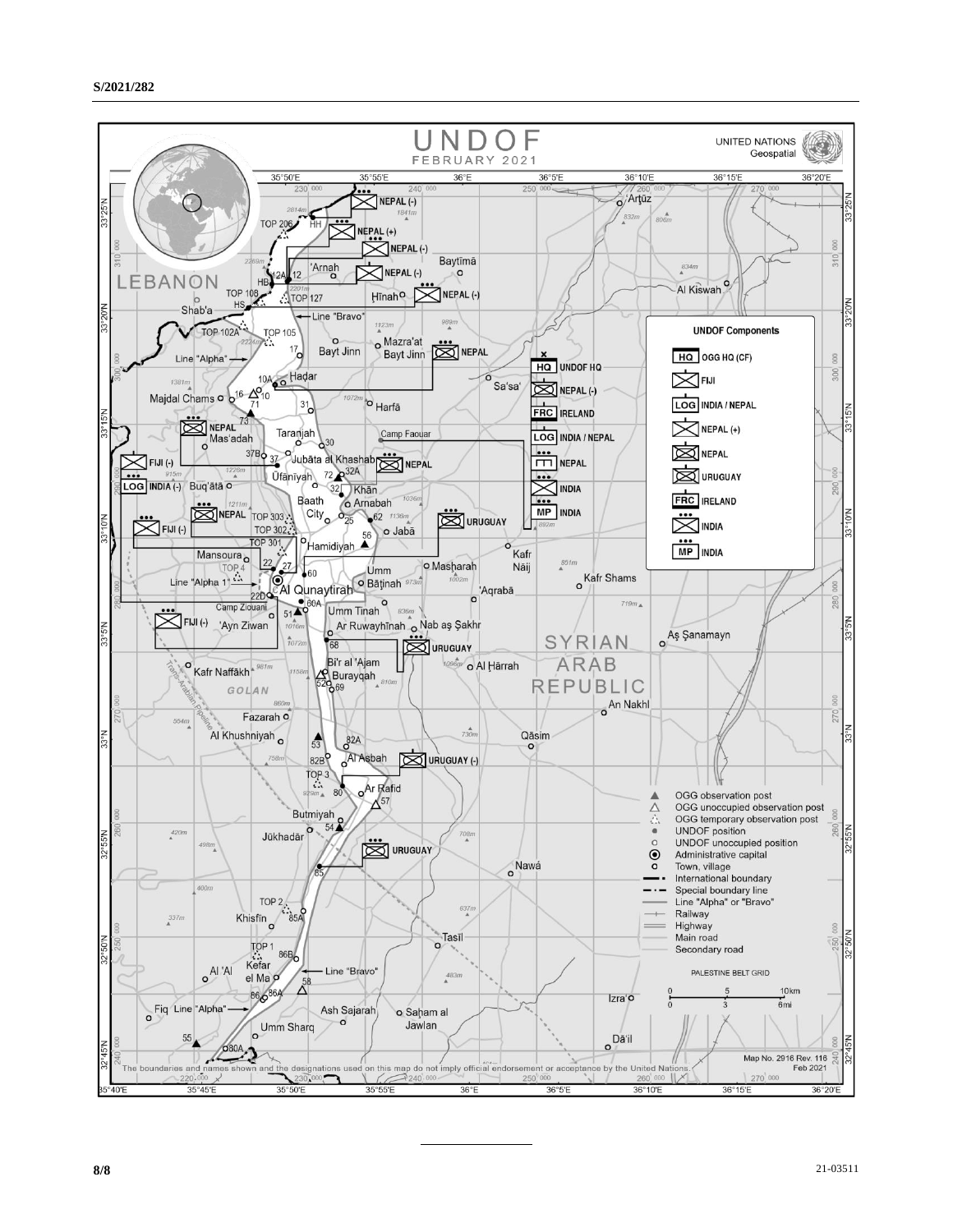# UNDOF

FEBRUARY 2021

UNITED NATIONS
Geospatial

LEBANON

SYRIAN ARAB REPUBLIC

GOLAN

**UNDOF Components**

HQ OGG HQ (CF)
FIJI
LOG INDIA / NEPAL
NEPAL (+)
NEPAL
URUGUAY
FRC IRELAND
INDIA
MP INDIA

OGG observation post
OGG unoccupied observation post
OGG temporary observation post
UNDOF position
UNDOF unoccupied position
Administrative capital
Town, village
International boundary
Special boundary line
Line "Alpha" or "Bravo"
Railway
Highway
Main road
Secondary road

PALESTINE BELT GRID

0 5 10km
0 3 6mi

The boundaries and names shown and the designations used on this map do not imply official endorsement or acceptance by the United Nations.

Map No. 2916 Rev. 116
Feb 2021